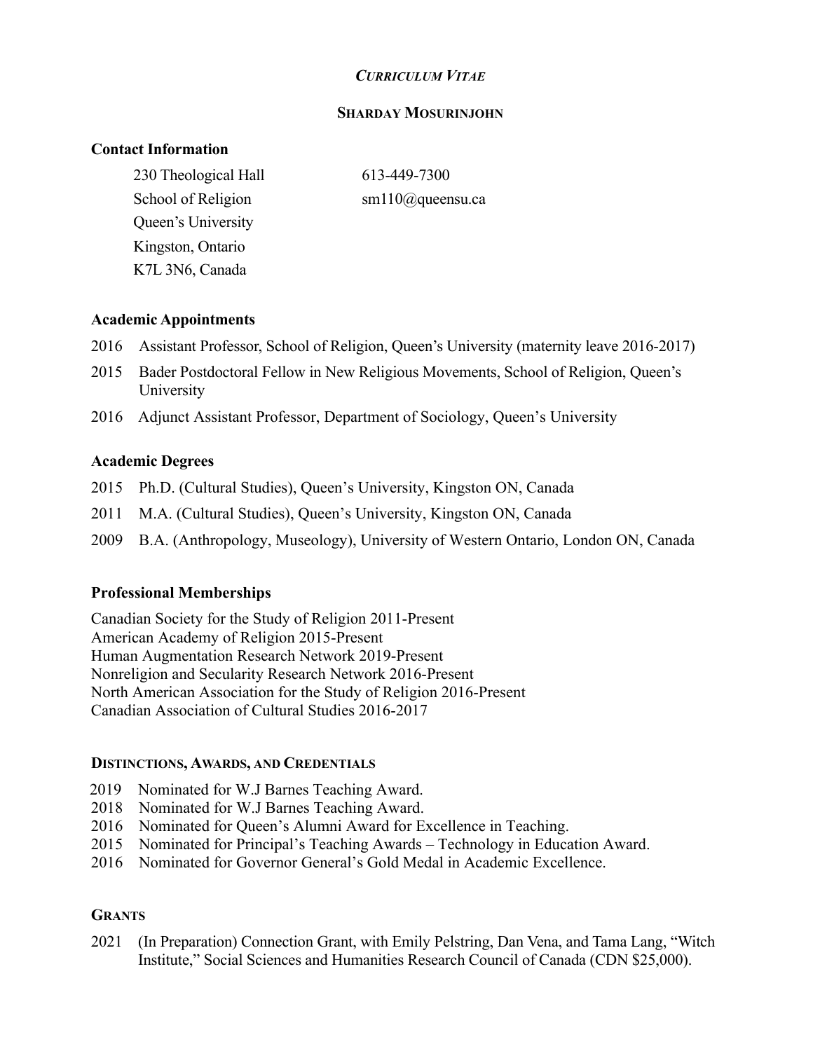*CURRICULUM VITAE*

**SHARDAY MOSURINJOHN**

## Contact Information

230 Theological Hall
School of Religion
Queen's University
Kingston, Ontario
K7L 3N6, Canada

613-449-7300
sm110@queensu.ca

## Academic Appointments

2016 Assistant Professor, School of Religion, Queen's University (maternity leave 2016-2017)

2015 Bader Postdoctoral Fellow in New Religious Movements, School of Religion, Queen's University

2016 Adjunct Assistant Professor, Department of Sociology, Queen's University

## Academic Degrees

2015 Ph.D. (Cultural Studies), Queen's University, Kingston ON, Canada

2011 M.A. (Cultural Studies), Queen's University, Kingston ON, Canada

2009 B.A. (Anthropology, Museology), University of Western Ontario, London ON, Canada

## Professional Memberships

Canadian Society for the Study of Religion 2011-Present
American Academy of Religion 2015-Present
Human Augmentation Research Network 2019-Present
Nonreligion and Secularity Research Network 2016-Present
North American Association for the Study of Religion 2016-Present
Canadian Association of Cultural Studies 2016-2017

## DISTINCTIONS, AWARDS, AND CREDENTIALS

2019 Nominated for W.J Barnes Teaching Award.
2018 Nominated for W.J Barnes Teaching Award.
2016 Nominated for Queen's Alumni Award for Excellence in Teaching.
2015 Nominated for Principal's Teaching Awards – Technology in Education Award.
2016 Nominated for Governor General's Gold Medal in Academic Excellence.

## GRANTS

2021 (In Preparation) Connection Grant, with Emily Pelstring, Dan Vena, and Tama Lang, "Witch Institute," Social Sciences and Humanities Research Council of Canada (CDN $25,000).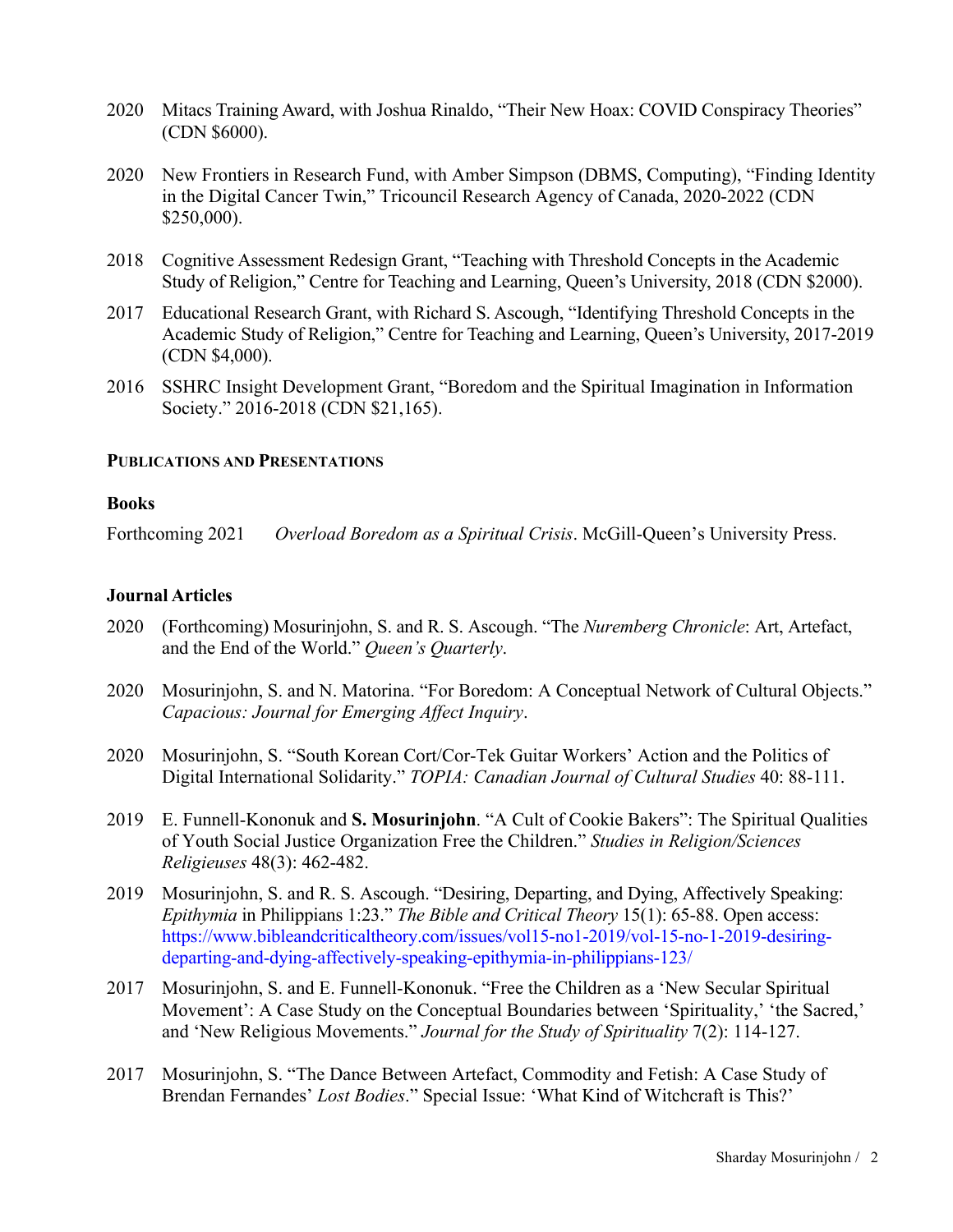2020 Mitacs Training Award, with Joshua Rinaldo, "Their New Hoax: COVID Conspiracy Theories" (CDN $6000).

2020 New Frontiers in Research Fund, with Amber Simpson (DBMS, Computing), "Finding Identity in the Digital Cancer Twin," Tricouncil Research Agency of Canada, 2020-2022 (CDN $250,000).

2018 Cognitive Assessment Redesign Grant, "Teaching with Threshold Concepts in the Academic Study of Religion," Centre for Teaching and Learning, Queen's University, 2018 (CDN $2000).

2017 Educational Research Grant, with Richard S. Ascough, "Identifying Threshold Concepts in the Academic Study of Religion," Centre for Teaching and Learning, Queen's University, 2017-2019 (CDN $4,000).

2016 SSHRC Insight Development Grant, "Boredom and the Spiritual Imagination in Information Society." 2016-2018 (CDN $21,165).

## Publications and Presentations

### Books

Forthcoming 2021 *Overload Boredom as a Spiritual Crisis*. McGill-Queen's University Press.

### Journal Articles

2020 (Forthcoming) Mosurinjohn, S. and R. S. Ascough. "The *Nuremberg Chronicle*: Art, Artefact, and the End of the World." *Queen's Quarterly*.

2020 Mosurinjohn, S. and N. Matorina. "For Boredom: A Conceptual Network of Cultural Objects." *Capacious: Journal for Emerging Affect Inquiry*.

2020 Mosurinjohn, S. "South Korean Cort/Cor-Tek Guitar Workers' Action and the Politics of Digital International Solidarity." *TOPIA: Canadian Journal of Cultural Studies* 40: 88-111.

2019 E. Funnell-Kononuk and **S. Mosurinjohn**. "A Cult of Cookie Bakers": The Spiritual Qualities of Youth Social Justice Organization Free the Children." *Studies in Religion/Sciences Religieuses* 48(3): 462-482.

2019 Mosurinjohn, S. and R. S. Ascough. "Desiring, Departing, and Dying, Affectively Speaking: *Epithymia* in Philippians 1:23." *The Bible and Critical Theory* 15(1): 65-88. Open access: https://www.bibleandcriticaltheory.com/issues/vol15-no1-2019/vol-15-no-1-2019-desiring-departing-and-dying-affectively-speaking-epithymia-in-philippians-123/

2017 Mosurinjohn, S. and E. Funnell-Kononuk. "Free the Children as a 'New Secular Spiritual Movement': A Case Study on the Conceptual Boundaries between 'Spirituality,' 'the Sacred,' and 'New Religious Movements." *Journal for the Study of Spirituality* 7(2): 114-127.

2017 Mosurinjohn, S. "The Dance Between Artefact, Commodity and Fetish: A Case Study of Brendan Fernandes' *Lost Bodies*." Special Issue: 'What Kind of Witchcraft is This?'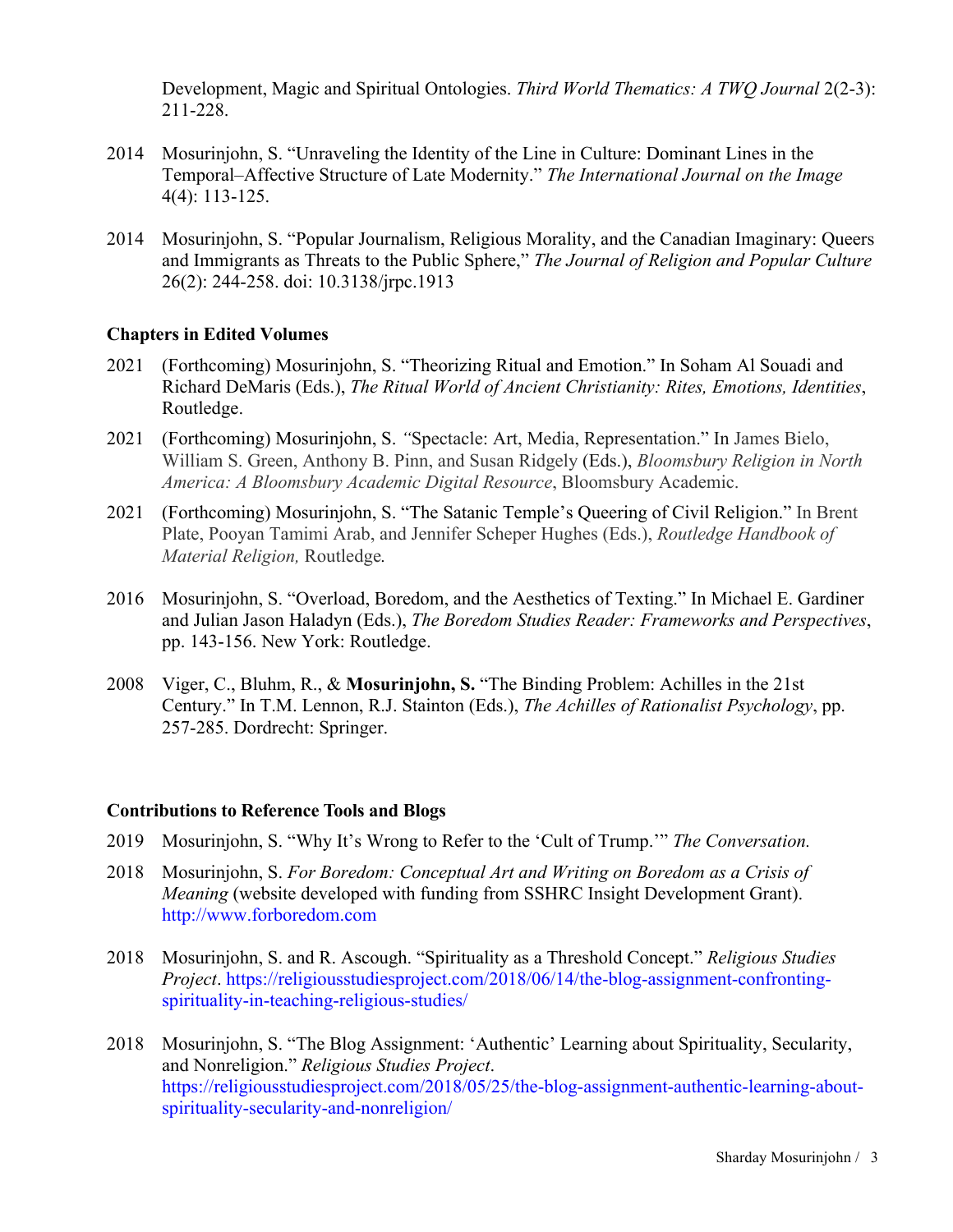Development, Magic and Spiritual Ontologies. *Third World Thematics: A TWQ Journal* 2(2-3): 211-228.

2014 Mosurinjohn, S. "Unraveling the Identity of the Line in Culture: Dominant Lines in the Temporal–Affective Structure of Late Modernity." *The International Journal on the Image* 4(4): 113-125.

2014 Mosurinjohn, S. "Popular Journalism, Religious Morality, and the Canadian Imaginary: Queers and Immigrants as Threats to the Public Sphere," *The Journal of Religion and Popular Culture* 26(2): 244-258. doi: 10.3138/jrpc.1913

**Chapters in Edited Volumes**

2021 (Forthcoming) Mosurinjohn, S. "Theorizing Ritual and Emotion." In Soham Al Souadi and Richard DeMaris (Eds.), *The Ritual World of Ancient Christianity: Rites, Emotions, Identities*, Routledge.

2021 (Forthcoming) Mosurinjohn, S. "Spectacle: Art, Media, Representation." In James Bielo, William S. Green, Anthony B. Pinn, and Susan Ridgely (Eds.), *Bloomsbury Religion in North America: A Bloomsbury Academic Digital Resource*, Bloomsbury Academic.

2021 (Forthcoming) Mosurinjohn, S. "The Satanic Temple's Queering of Civil Religion." In Brent Plate, Pooyan Tamimi Arab, and Jennifer Scheper Hughes (Eds.), *Routledge Handbook of Material Religion,* Routledge*.*

2016 Mosurinjohn, S. "Overload, Boredom, and the Aesthetics of Texting." In Michael E. Gardiner and Julian Jason Haladyn (Eds.), *The Boredom Studies Reader: Frameworks and Perspectives*, pp. 143-156. New York: Routledge.

2008 Viger, C., Bluhm, R., & **Mosurinjohn, S.** "The Binding Problem: Achilles in the 21st Century." In T.M. Lennon, R.J. Stainton (Eds.), *The Achilles of Rationalist Psychology*, pp. 257-285. Dordrecht: Springer.

**Contributions to Reference Tools and Blogs**

2019 Mosurinjohn, S. "Why It's Wrong to Refer to the 'Cult of Trump.'" *The Conversation.*

2018 Mosurinjohn, S. *For Boredom: Conceptual Art and Writing on Boredom as a Crisis of Meaning* (website developed with funding from SSHRC Insight Development Grant). http://www.forboredom.com

2018 Mosurinjohn, S. and R. Ascough. "Spirituality as a Threshold Concept." *Religious Studies Project*. https://religiousstudiesproject.com/2018/06/14/the-blog-assignment-confronting-spirituality-in-teaching-religious-studies/

2018 Mosurinjohn, S. "The Blog Assignment: 'Authentic' Learning about Spirituality, Secularity, and Nonreligion." *Religious Studies Project*. https://religiousstudiesproject.com/2018/05/25/the-blog-assignment-authentic-learning-about-spirituality-secularity-and-nonreligion/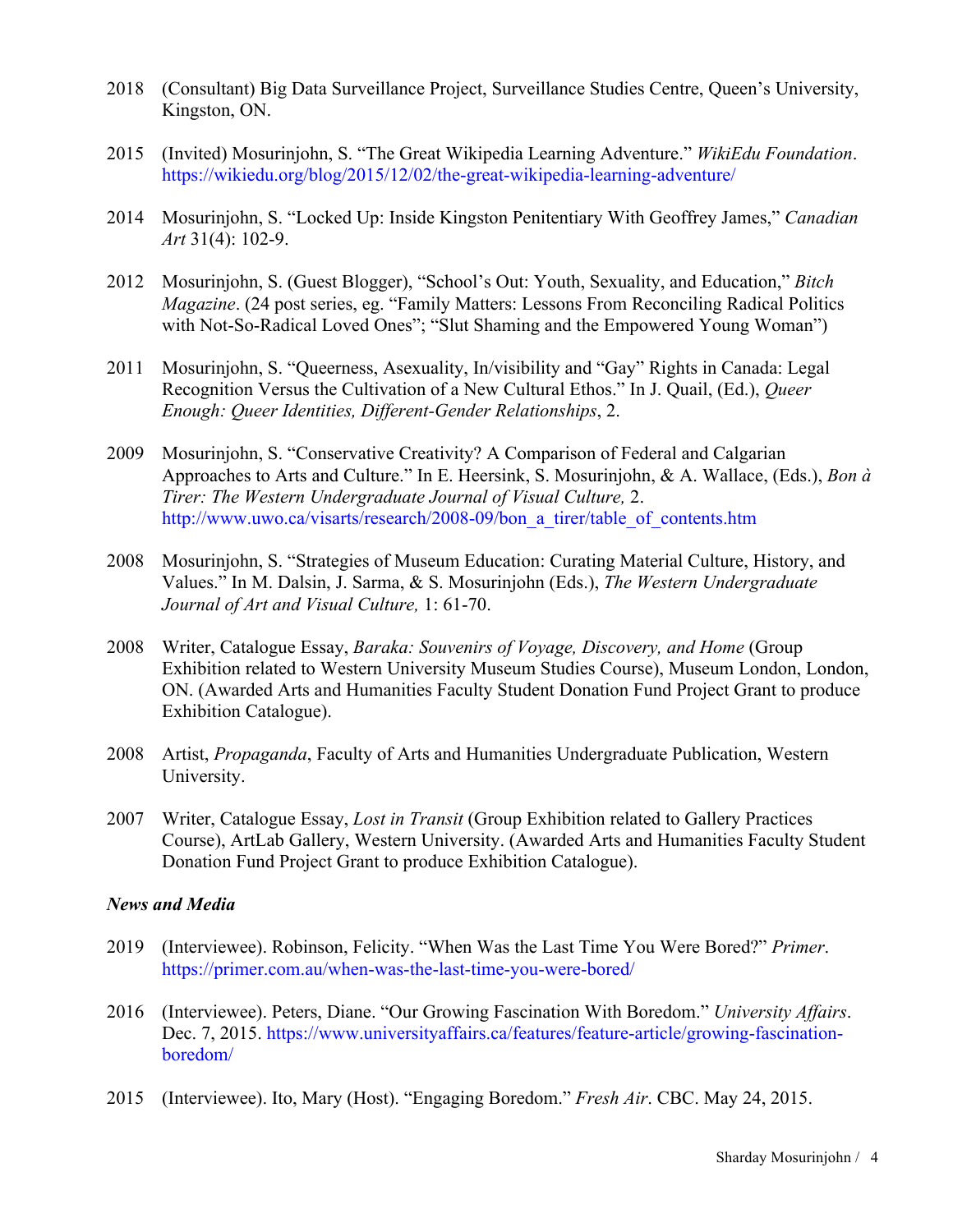2018 (Consultant) Big Data Surveillance Project, Surveillance Studies Centre, Queen's University, Kingston, ON.

2015 (Invited) Mosurinjohn, S. "The Great Wikipedia Learning Adventure." *WikiEdu Foundation*. https://wikiedu.org/blog/2015/12/02/the-great-wikipedia-learning-adventure/

2014 Mosurinjohn, S. "Locked Up: Inside Kingston Penitentiary With Geoffrey James," *Canadian Art* 31(4): 102-9.

2012 Mosurinjohn, S. (Guest Blogger), "School's Out: Youth, Sexuality, and Education," *Bitch Magazine*. (24 post series, eg. "Family Matters: Lessons From Reconciling Radical Politics with Not-So-Radical Loved Ones"; "Slut Shaming and the Empowered Young Woman")

2011 Mosurinjohn, S. "Queerness, Asexuality, In/visibility and "Gay" Rights in Canada: Legal Recognition Versus the Cultivation of a New Cultural Ethos." In J. Quail, (Ed.), *Queer Enough: Queer Identities, Different-Gender Relationships*, 2.

2009 Mosurinjohn, S. "Conservative Creativity? A Comparison of Federal and Calgarian Approaches to Arts and Culture." In E. Heersink, S. Mosurinjohn, & A. Wallace, (Eds.), *Bon à Tirer: The Western Undergraduate Journal of Visual Culture,* 2. http://www.uwo.ca/visarts/research/2008-09/bon_a_tirer/table_of_contents.htm

2008 Mosurinjohn, S. "Strategies of Museum Education: Curating Material Culture, History, and Values." In M. Dalsin, J. Sarma, & S. Mosurinjohn (Eds.), *The Western Undergraduate Journal of Art and Visual Culture,* 1: 61-70.

2008 Writer, Catalogue Essay, *Baraka: Souvenirs of Voyage, Discovery, and Home* (Group Exhibition related to Western University Museum Studies Course), Museum London, London, ON. (Awarded Arts and Humanities Faculty Student Donation Fund Project Grant to produce Exhibition Catalogue).

2008 Artist, *Propaganda*, Faculty of Arts and Humanities Undergraduate Publication, Western University.

2007 Writer, Catalogue Essay, *Lost in Transit* (Group Exhibition related to Gallery Practices Course), ArtLab Gallery, Western University. (Awarded Arts and Humanities Faculty Student Donation Fund Project Grant to produce Exhibition Catalogue).

### *News and Media*

2019 (Interviewee). Robinson, Felicity. "When Was the Last Time You Were Bored?" *Primer*. https://primer.com.au/when-was-the-last-time-you-were-bored/

2016 (Interviewee). Peters, Diane. "Our Growing Fascination With Boredom." *University Affairs*. Dec. 7, 2015. https://www.universityaffairs.ca/features/feature-article/growing-fascination-boredom/

2015 (Interviewee). Ito, Mary (Host). "Engaging Boredom." *Fresh Air*. CBC. May 24, 2015.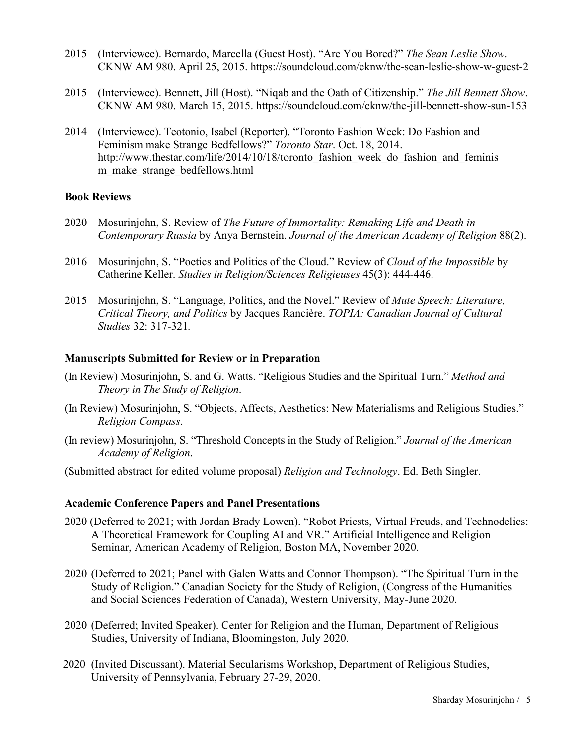2015 (Interviewee). Bernardo, Marcella (Guest Host). "Are You Bored?" *The Sean Leslie Show*. CKNW AM 980. April 25, 2015. https://soundcloud.com/cknw/the-sean-leslie-show-w-guest-2

2015 (Interviewee). Bennett, Jill (Host). "Niqab and the Oath of Citizenship." *The Jill Bennett Show*. CKNW AM 980. March 15, 2015. https://soundcloud.com/cknw/the-jill-bennett-show-sun-153

2014 (Interviewee). Teotonio, Isabel (Reporter). "Toronto Fashion Week: Do Fashion and Feminism make Strange Bedfellows?" *Toronto Star*. Oct. 18, 2014. http://www.thestar.com/life/2014/10/18/toronto_fashion_week_do_fashion_and_feminism_make_strange_bedfellows.html

### Book Reviews

2020 Mosurinjohn, S. Review of *The Future of Immortality: Remaking Life and Death in Contemporary Russia* by Anya Bernstein. *Journal of the American Academy of Religion* 88(2).

2016 Mosurinjohn, S. "Poetics and Politics of the Cloud." Review of *Cloud of the Impossible* by Catherine Keller. *Studies in Religion/Sciences Religieuses* 45(3): 444-446.

2015 Mosurinjohn, S. "Language, Politics, and the Novel." Review of *Mute Speech: Literature, Critical Theory, and Politics* by Jacques Rancière. *TOPIA: Canadian Journal of Cultural Studies* 32: 317-321.

### Manuscripts Submitted for Review or in Preparation

(In Review) Mosurinjohn, S. and G. Watts. "Religious Studies and the Spiritual Turn." *Method and Theory in The Study of Religion*.

(In Review) Mosurinjohn, S. "Objects, Affects, Aesthetics: New Materialisms and Religious Studies." *Religion Compass*.

(In review) Mosurinjohn, S. "Threshold Concepts in the Study of Religion." *Journal of the American Academy of Religion*.

(Submitted abstract for edited volume proposal) *Religion and Technology*. Ed. Beth Singler.

### Academic Conference Papers and Panel Presentations

2020 (Deferred to 2021; with Jordan Brady Lowen). "Robot Priests, Virtual Freuds, and Technodelics: A Theoretical Framework for Coupling AI and VR." Artificial Intelligence and Religion Seminar, American Academy of Religion, Boston MA, November 2020.

2020 (Deferred to 2021; Panel with Galen Watts and Connor Thompson). "The Spiritual Turn in the Study of Religion." Canadian Society for the Study of Religion, (Congress of the Humanities and Social Sciences Federation of Canada), Western University, May-June 2020.

2020 (Deferred; Invited Speaker). Center for Religion and the Human, Department of Religious Studies, University of Indiana, Bloomingston, July 2020.

2020 (Invited Discussant). Material Secularisms Workshop, Department of Religious Studies, University of Pennsylvania, February 27-29, 2020.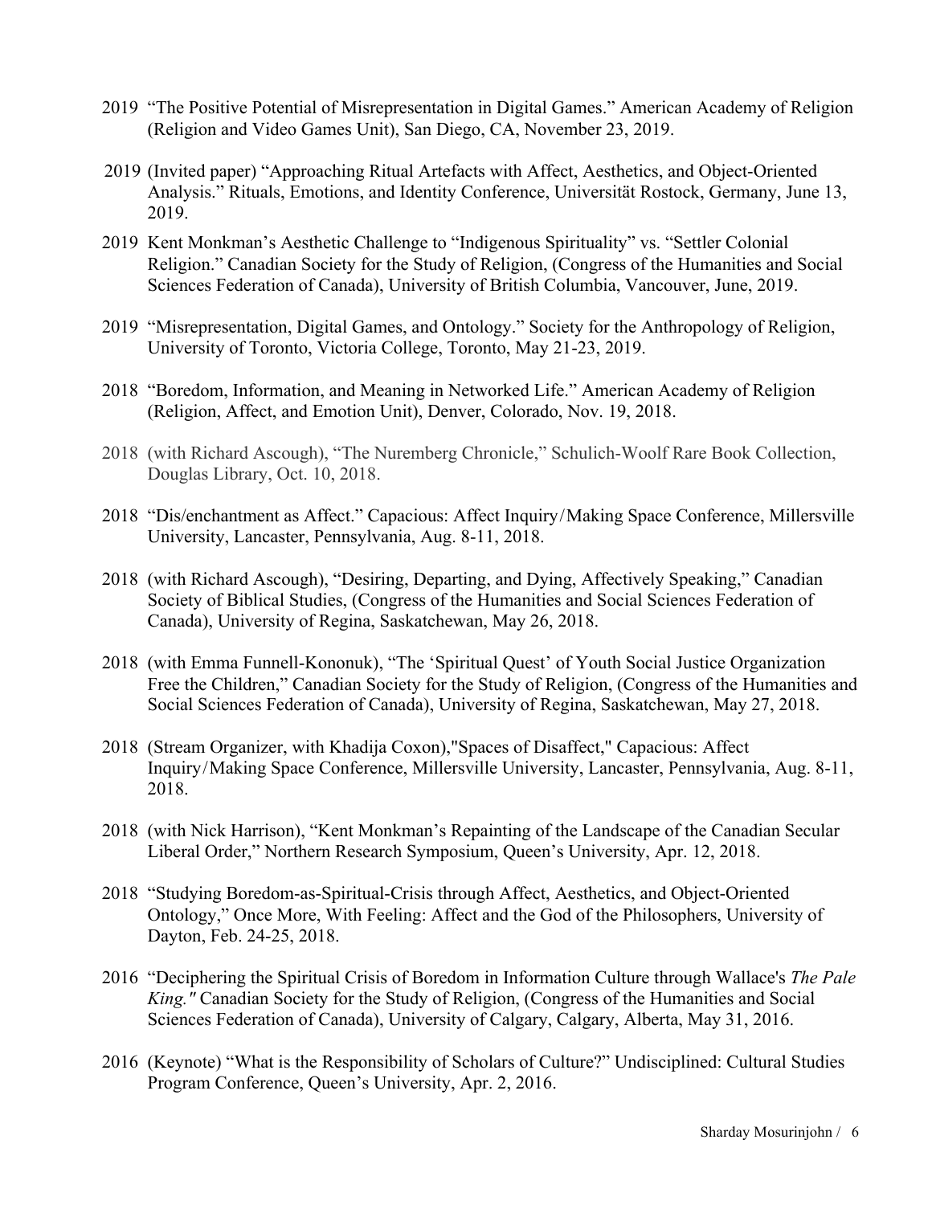2019 "The Positive Potential of Misrepresentation in Digital Games." American Academy of Religion (Religion and Video Games Unit), San Diego, CA, November 23, 2019.

2019 (Invited paper) "Approaching Ritual Artefacts with Affect, Aesthetics, and Object-Oriented Analysis." Rituals, Emotions, and Identity Conference, Universität Rostock, Germany, June 13, 2019.

2019 Kent Monkman's Aesthetic Challenge to "Indigenous Spirituality" vs. "Settler Colonial Religion." Canadian Society for the Study of Religion, (Congress of the Humanities and Social Sciences Federation of Canada), University of British Columbia, Vancouver, June, 2019.

2019 "Misrepresentation, Digital Games, and Ontology." Society for the Anthropology of Religion, University of Toronto, Victoria College, Toronto, May 21-23, 2019.

2018 "Boredom, Information, and Meaning in Networked Life." American Academy of Religion (Religion, Affect, and Emotion Unit), Denver, Colorado, Nov. 19, 2018.

2018 (with Richard Ascough), "The Nuremberg Chronicle," Schulich-Woolf Rare Book Collection, Douglas Library, Oct. 10, 2018.

2018 "Dis/enchantment as Affect." Capacious: Affect Inquiry/Making Space Conference, Millersville University, Lancaster, Pennsylvania, Aug. 8-11, 2018.

2018 (with Richard Ascough), "Desiring, Departing, and Dying, Affectively Speaking," Canadian Society of Biblical Studies, (Congress of the Humanities and Social Sciences Federation of Canada), University of Regina, Saskatchewan, May 26, 2018.

2018 (with Emma Funnell-Kononuk), "The 'Spiritual Quest' of Youth Social Justice Organization Free the Children," Canadian Society for the Study of Religion, (Congress of the Humanities and Social Sciences Federation of Canada), University of Regina, Saskatchewan, May 27, 2018.

2018 (Stream Organizer, with Khadija Coxon),"Spaces of Disaffect," Capacious: Affect Inquiry/Making Space Conference, Millersville University, Lancaster, Pennsylvania, Aug. 8-11, 2018.

2018 (with Nick Harrison), "Kent Monkman's Repainting of the Landscape of the Canadian Secular Liberal Order," Northern Research Symposium, Queen's University, Apr. 12, 2018.

2018 "Studying Boredom-as-Spiritual-Crisis through Affect, Aesthetics, and Object-Oriented Ontology," Once More, With Feeling: Affect and the God of the Philosophers, University of Dayton, Feb. 24-25, 2018.

2016 "Deciphering the Spiritual Crisis of Boredom in Information Culture through Wallace's *The Pale King."* Canadian Society for the Study of Religion, (Congress of the Humanities and Social Sciences Federation of Canada), University of Calgary, Calgary, Alberta, May 31, 2016.

2016 (Keynote) "What is the Responsibility of Scholars of Culture?" Undisciplined: Cultural Studies Program Conference, Queen's University, Apr. 2, 2016.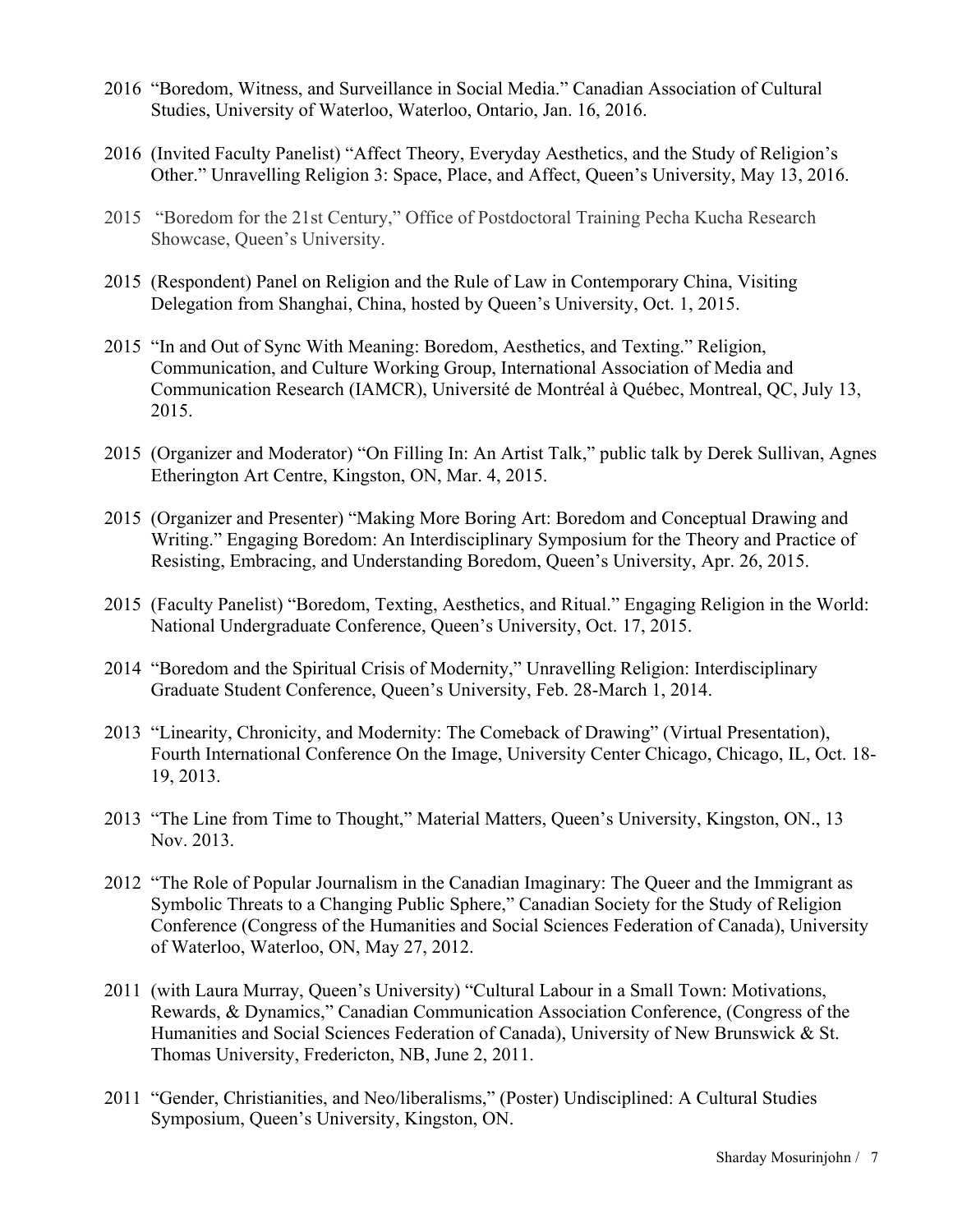2016 "Boredom, Witness, and Surveillance in Social Media." Canadian Association of Cultural Studies, University of Waterloo, Waterloo, Ontario, Jan. 16, 2016.

2016 (Invited Faculty Panelist) "Affect Theory, Everyday Aesthetics, and the Study of Religion's Other." Unravelling Religion 3: Space, Place, and Affect, Queen's University, May 13, 2016.

2015 "Boredom for the 21st Century," Office of Postdoctoral Training Pecha Kucha Research Showcase, Queen's University.

2015 (Respondent) Panel on Religion and the Rule of Law in Contemporary China, Visiting Delegation from Shanghai, China, hosted by Queen's University, Oct. 1, 2015.

2015 "In and Out of Sync With Meaning: Boredom, Aesthetics, and Texting." Religion, Communication, and Culture Working Group, International Association of Media and Communication Research (IAMCR), Université de Montréal à Québec, Montreal, QC, July 13, 2015.

2015 (Organizer and Moderator) "On Filling In: An Artist Talk," public talk by Derek Sullivan, Agnes Etherington Art Centre, Kingston, ON, Mar. 4, 2015.

2015 (Organizer and Presenter) "Making More Boring Art: Boredom and Conceptual Drawing and Writing." Engaging Boredom: An Interdisciplinary Symposium for the Theory and Practice of Resisting, Embracing, and Understanding Boredom, Queen's University, Apr. 26, 2015.

2015 (Faculty Panelist) "Boredom, Texting, Aesthetics, and Ritual." Engaging Religion in the World: National Undergraduate Conference, Queen's University, Oct. 17, 2015.

2014 "Boredom and the Spiritual Crisis of Modernity," Unravelling Religion: Interdisciplinary Graduate Student Conference, Queen's University, Feb. 28-March 1, 2014.

2013 "Linearity, Chronicity, and Modernity: The Comeback of Drawing" (Virtual Presentation), Fourth International Conference On the Image, University Center Chicago, Chicago, IL, Oct. 18-19, 2013.

2013 "The Line from Time to Thought," Material Matters, Queen's University, Kingston, ON., 13 Nov. 2013.

2012 "The Role of Popular Journalism in the Canadian Imaginary: The Queer and the Immigrant as Symbolic Threats to a Changing Public Sphere," Canadian Society for the Study of Religion Conference (Congress of the Humanities and Social Sciences Federation of Canada), University of Waterloo, Waterloo, ON, May 27, 2012.

2011 (with Laura Murray, Queen's University) "Cultural Labour in a Small Town: Motivations, Rewards, & Dynamics," Canadian Communication Association Conference, (Congress of the Humanities and Social Sciences Federation of Canada), University of New Brunswick & St. Thomas University, Fredericton, NB, June 2, 2011.

2011 "Gender, Christianities, and Neo/liberalisms," (Poster) Undisciplined: A Cultural Studies Symposium, Queen's University, Kingston, ON.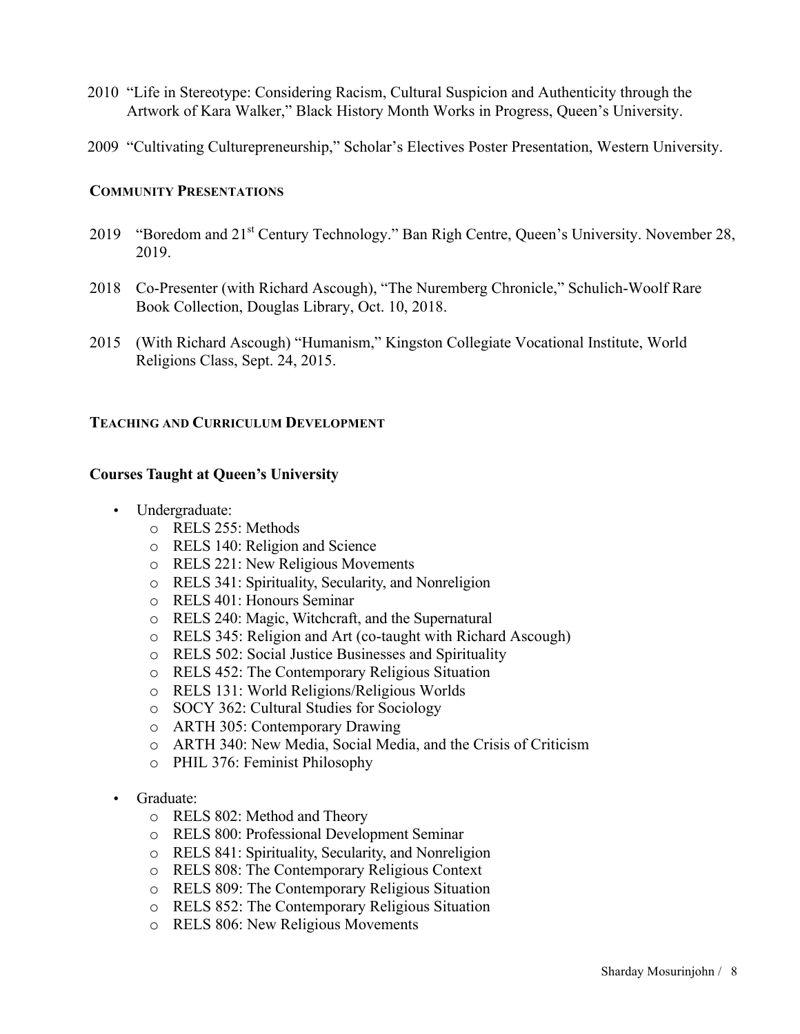2010 "Life in Stereotype: Considering Racism, Cultural Suspicion and Authenticity through the Artwork of Kara Walker," Black History Month Works in Progress, Queen's University.

2009 "Cultivating Culturepreneurship," Scholar's Electives Poster Presentation, Western University.

## Community Presentations

2019 "Boredom and 21st Century Technology." Ban Righ Centre, Queen's University. November 28, 2019.

2018 Co-Presenter (with Richard Ascough), "The Nuremberg Chronicle," Schulich-Woolf Rare Book Collection, Douglas Library, Oct. 10, 2018.

2015 (With Richard Ascough) "Humanism," Kingston Collegiate Vocational Institute, World Religions Class, Sept. 24, 2015.

## Teaching and Curriculum Development

### Courses Taught at Queen's University

- Undergraduate:
  - RELS 255: Methods
  - RELS 140: Religion and Science
  - RELS 221: New Religious Movements
  - RELS 341: Spirituality, Secularity, and Nonreligion
  - RELS 401: Honours Seminar
  - RELS 240: Magic, Witchcraft, and the Supernatural
  - RELS 345: Religion and Art (co-taught with Richard Ascough)
  - RELS 502: Social Justice Businesses and Spirituality
  - RELS 452: The Contemporary Religious Situation
  - RELS 131: World Religions/Religious Worlds
  - SOCY 362: Cultural Studies for Sociology
  - ARTH 305: Contemporary Drawing
  - ARTH 340: New Media, Social Media, and the Crisis of Criticism
  - PHIL 376: Feminist Philosophy
- Graduate:
  - RELS 802: Method and Theory
  - RELS 800: Professional Development Seminar
  - RELS 841: Spirituality, Secularity, and Nonreligion
  - RELS 808: The Contemporary Religious Context
  - RELS 809: The Contemporary Religious Situation
  - RELS 852: The Contemporary Religious Situation
  - RELS 806: New Religious Movements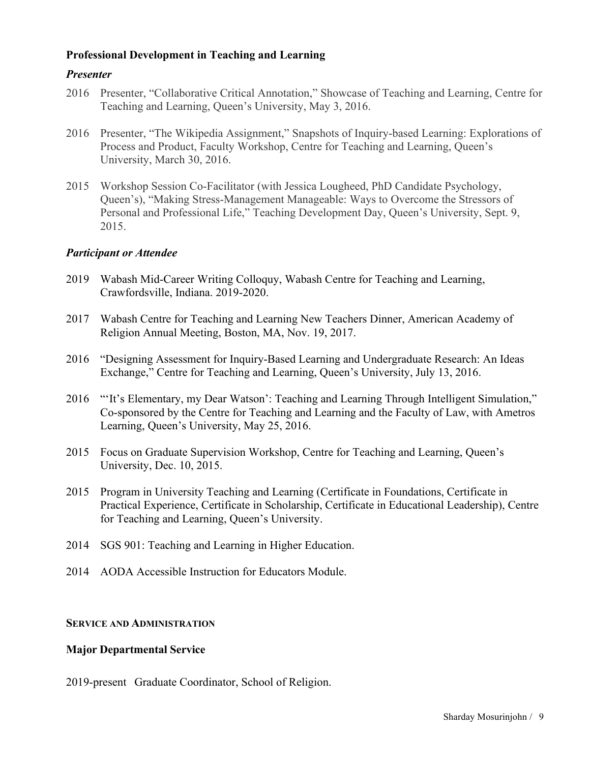### Professional Development in Teaching and Learning

***Presenter***

2016 Presenter, "Collaborative Critical Annotation," Showcase of Teaching and Learning, Centre for Teaching and Learning, Queen's University, May 3, 2016.

2016 Presenter, "The Wikipedia Assignment," Snapshots of Inquiry-based Learning: Explorations of Process and Product, Faculty Workshop, Centre for Teaching and Learning, Queen's University, March 30, 2016.

2015 Workshop Session Co-Facilitator (with Jessica Lougheed, PhD Candidate Psychology, Queen's), "Making Stress-Management Manageable: Ways to Overcome the Stressors of Personal and Professional Life," Teaching Development Day, Queen's University, Sept. 9, 2015.

***Participant or Attendee***

2019 Wabash Mid-Career Writing Colloquy, Wabash Centre for Teaching and Learning, Crawfordsville, Indiana. 2019-2020.

2017 Wabash Centre for Teaching and Learning New Teachers Dinner, American Academy of Religion Annual Meeting, Boston, MA, Nov. 19, 2017.

2016 "Designing Assessment for Inquiry-Based Learning and Undergraduate Research: An Ideas Exchange," Centre for Teaching and Learning, Queen's University, July 13, 2016.

2016 "'It's Elementary, my Dear Watson': Teaching and Learning Through Intelligent Simulation," Co-sponsored by the Centre for Teaching and Learning and the Faculty of Law, with Ametros Learning, Queen's University, May 25, 2016.

2015 Focus on Graduate Supervision Workshop, Centre for Teaching and Learning, Queen's University, Dec. 10, 2015.

2015 Program in University Teaching and Learning (Certificate in Foundations, Certificate in Practical Experience, Certificate in Scholarship, Certificate in Educational Leadership), Centre for Teaching and Learning, Queen's University.

2014 SGS 901: Teaching and Learning in Higher Education.

2014 AODA Accessible Instruction for Educators Module.

## SERVICE AND ADMINISTRATION

### Major Departmental Service

2019-present Graduate Coordinator, School of Religion.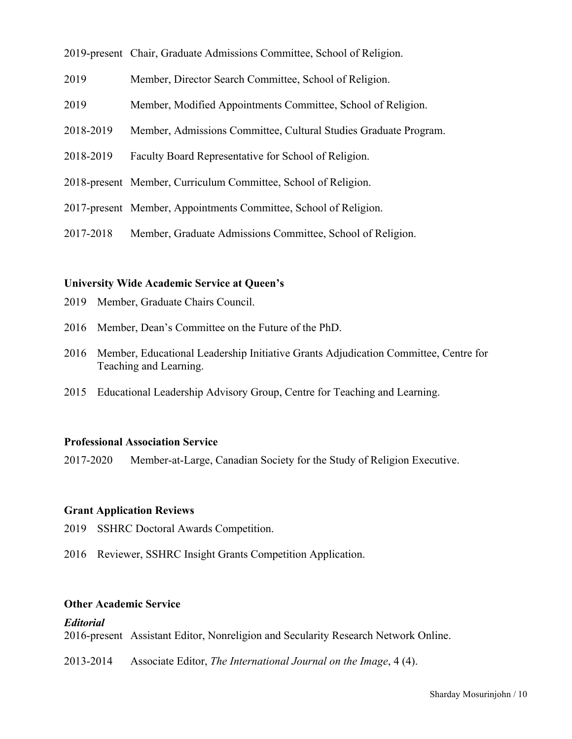2019-present Chair, Graduate Admissions Committee, School of Religion.

2019 Member, Director Search Committee, School of Religion.

2019 Member, Modified Appointments Committee, School of Religion.

2018-2019 Member, Admissions Committee, Cultural Studies Graduate Program.

2018-2019 Faculty Board Representative for School of Religion.

2018-present Member, Curriculum Committee, School of Religion.

2017-present Member, Appointments Committee, School of Religion.

2017-2018 Member, Graduate Admissions Committee, School of Religion.

**University Wide Academic Service at Queen's**

2019 Member, Graduate Chairs Council.

2016 Member, Dean's Committee on the Future of the PhD.

2016 Member, Educational Leadership Initiative Grants Adjudication Committee, Centre for Teaching and Learning.

2015 Educational Leadership Advisory Group, Centre for Teaching and Learning.

**Professional Association Service**

2017-2020 Member-at-Large, Canadian Society for the Study of Religion Executive.

**Grant Application Reviews**

2019 SSHRC Doctoral Awards Competition.

2016 Reviewer, SSHRC Insight Grants Competition Application.

**Other Academic Service**

***Editorial***

2016-present Assistant Editor, Nonreligion and Secularity Research Network Online.

2013-2014 Associate Editor, *The International Journal on the Image*, 4 (4).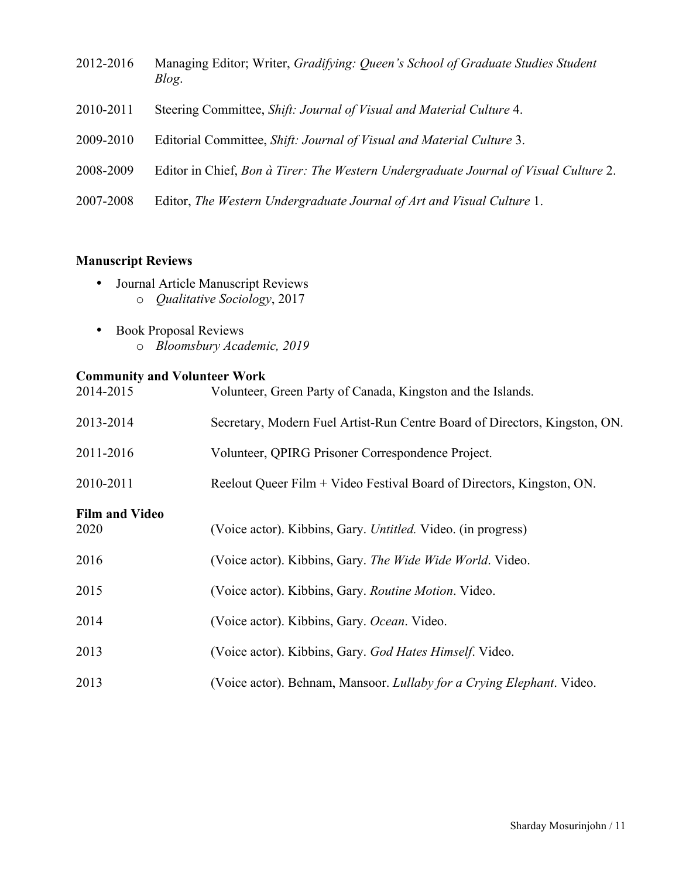2012-2016 Managing Editor; Writer, *Gradifying: Queen's School of Graduate Studies Student Blog*.

2010-2011 Steering Committee, *Shift: Journal of Visual and Material Culture* 4.

2009-2010 Editorial Committee, *Shift: Journal of Visual and Material Culture* 3.

2008-2009 Editor in Chief, *Bon à Tirer: The Western Undergraduate Journal of Visual Culture* 2.

2007-2008 Editor, *The Western Undergraduate Journal of Art and Visual Culture* 1.

**Manuscript Reviews**

- Journal Article Manuscript Reviews
  - *Qualitative Sociology*, 2017
- Book Proposal Reviews
  - *Bloomsbury Academic, 2019*

**Community and Volunteer Work**

2014-2015 Volunteer, Green Party of Canada, Kingston and the Islands.

2013-2014 Secretary, Modern Fuel Artist-Run Centre Board of Directors, Kingston, ON.

2011-2016 Volunteer, QPIRG Prisoner Correspondence Project.

2010-2011 Reelout Queer Film + Video Festival Board of Directors, Kingston, ON.

**Film and Video**

2020 (Voice actor). Kibbins, Gary. *Untitled.* Video. (in progress)

2016 (Voice actor). Kibbins, Gary. *The Wide Wide World*. Video.

2015 (Voice actor). Kibbins, Gary. *Routine Motion*. Video.

2014 (Voice actor). Kibbins, Gary. *Ocean*. Video.

2013 (Voice actor). Kibbins, Gary. *God Hates Himself*. Video.

2013 (Voice actor). Behnam, Mansoor. *Lullaby for a Crying Elephant*. Video.